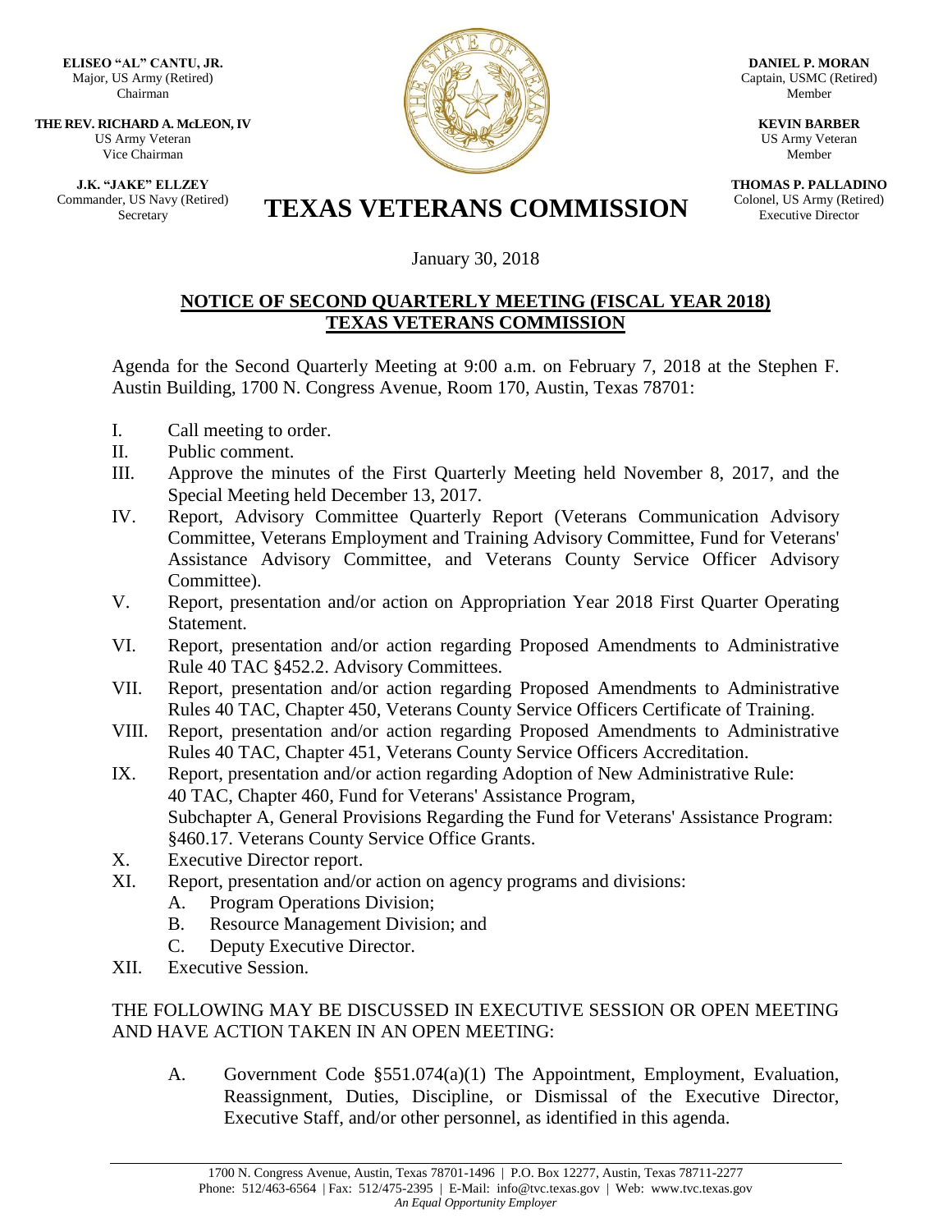**ELISEO "AL" CANTU, JR.**
Major, US Army (Retired)
Chairman

**THE REV. RICHARD A. McLEON, IV**
US Army Veteran
Vice Chairman

**J.K. "JAKE" ELLZEY**
Commander, US Navy (Retired)
Secretary

**DANIEL P. MORAN**
Captain, USMC (Retired)
Member

**KEVIN BARBER**
US Army Veteran
Member

**THOMAS P. PALLADINO**
Colonel, US Army (Retired)
Executive Director

# TEXAS VETERANS COMMISSION

January 30, 2018

## NOTICE OF SECOND QUARTERLY MEETING (FISCAL YEAR 2018) TEXAS VETERANS COMMISSION

Agenda for the Second Quarterly Meeting at 9:00 a.m. on February 7, 2018 at the Stephen F. Austin Building, 1700 N. Congress Avenue, Room 170, Austin, Texas 78701:

I. Call meeting to order.
II. Public comment.
III. Approve the minutes of the First Quarterly Meeting held November 8, 2017, and the Special Meeting held December 13, 2017.
IV. Report, Advisory Committee Quarterly Report (Veterans Communication Advisory Committee, Veterans Employment and Training Advisory Committee, Fund for Veterans' Assistance Advisory Committee, and Veterans County Service Officer Advisory Committee).
V. Report, presentation and/or action on Appropriation Year 2018 First Quarter Operating Statement.
VI. Report, presentation and/or action regarding Proposed Amendments to Administrative Rule 40 TAC §452.2. Advisory Committees.
VII. Report, presentation and/or action regarding Proposed Amendments to Administrative Rules 40 TAC, Chapter 450, Veterans County Service Officers Certificate of Training.
VIII. Report, presentation and/or action regarding Proposed Amendments to Administrative Rules 40 TAC, Chapter 451, Veterans County Service Officers Accreditation.
IX. Report, presentation and/or action regarding Adoption of New Administrative Rule: 40 TAC, Chapter 460, Fund for Veterans' Assistance Program, Subchapter A, General Provisions Regarding the Fund for Veterans' Assistance Program: §460.17. Veterans County Service Office Grants.
X. Executive Director report.
XI. Report, presentation and/or action on agency programs and divisions:
   A. Program Operations Division;
   B. Resource Management Division; and
   C. Deputy Executive Director.
XII. Executive Session.

THE FOLLOWING MAY BE DISCUSSED IN EXECUTIVE SESSION OR OPEN MEETING AND HAVE ACTION TAKEN IN AN OPEN MEETING:

A. Government Code §551.074(a)(1) The Appointment, Employment, Evaluation, Reassignment, Duties, Discipline, or Dismissal of the Executive Director, Executive Staff, and/or other personnel, as identified in this agenda.

1700 N. Congress Avenue, Austin, Texas 78701-1496 | P.O. Box 12277, Austin, Texas 78711-2277
Phone: 512/463-6564 | Fax: 512/475-2395 | E-Mail: info@tvc.texas.gov | Web: www.tvc.texas.gov
*An Equal Opportunity Employer*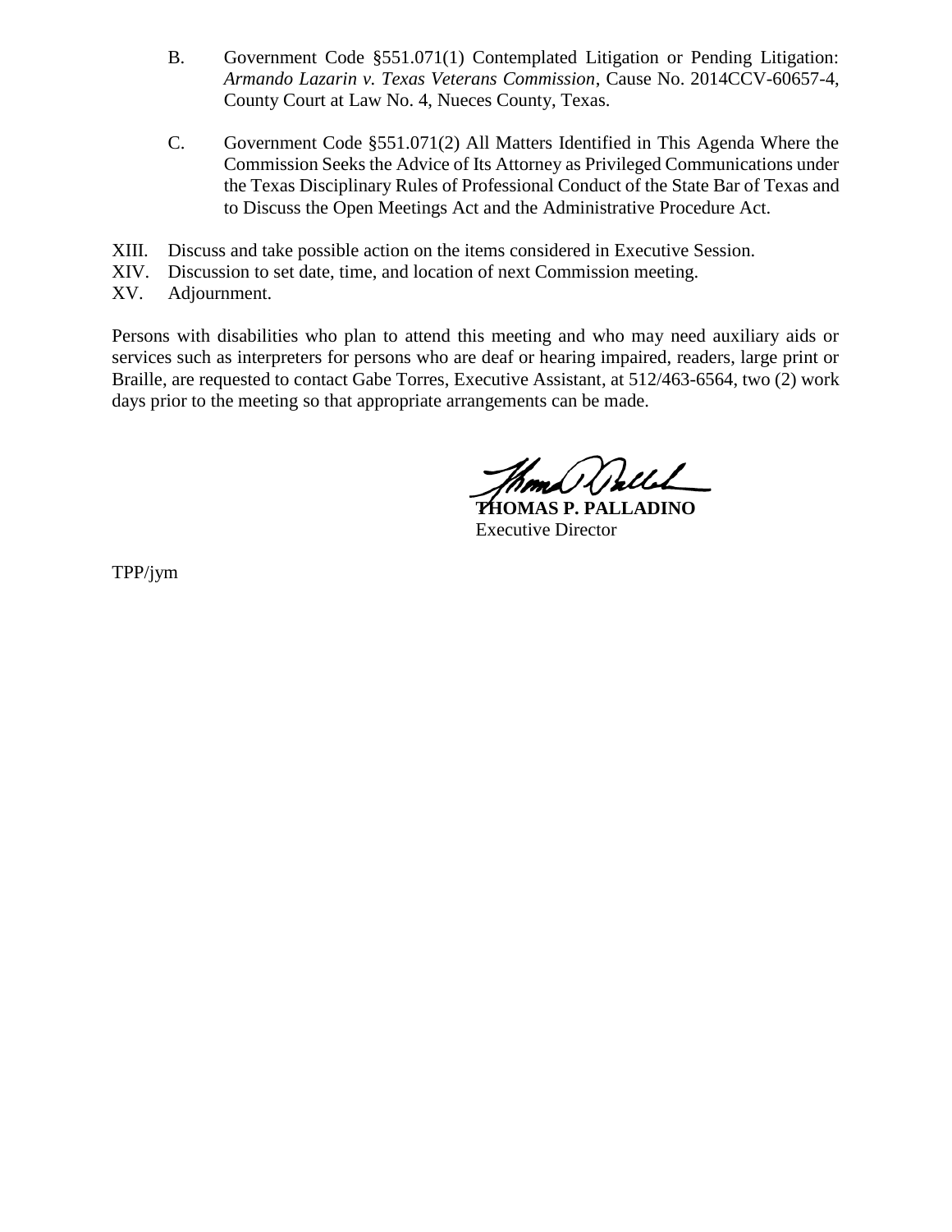B. Government Code §551.071(1) Contemplated Litigation or Pending Litigation: *Armando Lazarin v. Texas Veterans Commission*, Cause No. 2014CCV-60657-4, County Court at Law No. 4, Nueces County, Texas.

C. Government Code §551.071(2) All Matters Identified in This Agenda Where the Commission Seeks the Advice of Its Attorney as Privileged Communications under the Texas Disciplinary Rules of Professional Conduct of the State Bar of Texas and to Discuss the Open Meetings Act and the Administrative Procedure Act.

XIII. Discuss and take possible action on the items considered in Executive Session.
XIV. Discussion to set date, time, and location of next Commission meeting.
XV. Adjournment.

Persons with disabilities who plan to attend this meeting and who may need auxiliary aids or services such as interpreters for persons who are deaf or hearing impaired, readers, large print or Braille, are requested to contact Gabe Torres, Executive Assistant, at 512/463-6564, two (2) work days prior to the meeting so that appropriate arrangements can be made.

**THOMAS P. PALLADINO**
Executive Director

TPP/jym